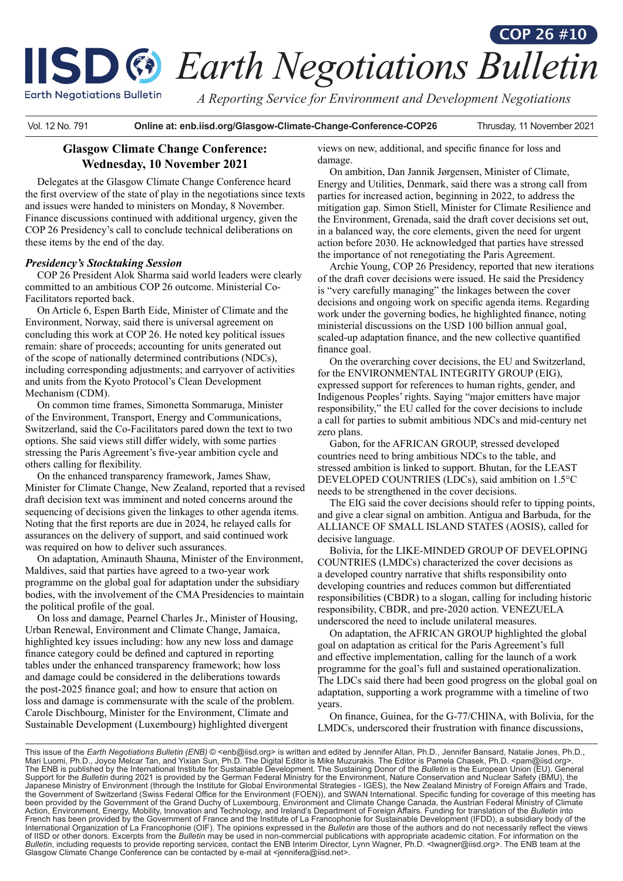# Earth Negotiations Bulletin

*A Reporting Service for Environment and Development Negotiations*

COP 26 #10

Vol. 12 No. 791 | Online at: enb.iisd.org/Glasgow-Climate-Change-Conference-COP26 | Thursday, 11 November 2021

## Glasgow Climate Change Conference: Wednesday, 10 November 2021

Delegates at the Glasgow Climate Change Conference heard the first overview of the state of play in the negotiations since texts and issues were handed to ministers on Monday, 8 November. Finance discussions continued with additional urgency, given the COP 26 Presidency's call to conclude technical deliberations on these items by the end of the day.

### *Presidency's Stocktaking Session*

COP 26 President Alok Sharma said world leaders were clearly committed to an ambitious COP 26 outcome. Ministerial Co-Facilitators reported back.

On Article 6, Espen Barth Eide, Minister of Climate and the Environment, Norway, said there is universal agreement on concluding this work at COP 26. He noted key political issues remain: share of proceeds; accounting for units generated out of the scope of nationally determined contributions (NDCs), including corresponding adjustments; and carryover of activities and units from the Kyoto Protocol's Clean Development Mechanism (CDM).

On common time frames, Simonetta Sommaruga, Minister of the Environment, Transport, Energy and Communications, Switzerland, said the Co-Facilitators pared down the text to two options. She said views still differ widely, with some parties stressing the Paris Agreement's five-year ambition cycle and others calling for flexibility.

On the enhanced transparency framework, James Shaw, Minister for Climate Change, New Zealand, reported that a revised draft decision text was imminent and noted concerns around the sequencing of decisions given the linkages to other agenda items. Noting that the first reports are due in 2024, he relayed calls for assurances on the delivery of support, and said continued work was required on how to deliver such assurances.

On adaptation, Aminauth Shauna, Minister of the Environment, Maldives, said that parties have agreed to a two-year work programme on the global goal for adaptation under the subsidiary bodies, with the involvement of the CMA Presidencies to maintain the political profile of the goal.

On loss and damage, Pearnel Charles Jr., Minister of Housing, Urban Renewal, Environment and Climate Change, Jamaica, highlighted key issues including: how any new loss and damage finance category could be defined and captured in reporting tables under the enhanced transparency framework; how loss and damage could be considered in the deliberations towards the post-2025 finance goal; and how to ensure that action on loss and damage is commensurate with the scale of the problem. Carole Dischbourg, Minister for the Environment, Climate and Sustainable Development (Luxembourg) highlighted divergent views on new, additional, and specific finance for loss and damage.

On ambition, Dan Jannik Jørgensen, Minister of Climate, Energy and Utilities, Denmark, said there was a strong call from parties for increased action, beginning in 2022, to address the mitigation gap. Simon Stiell, Minister for Climate Resilience and the Environment, Grenada, said the draft cover decisions set out, in a balanced way, the core elements, given the need for urgent action before 2030. He acknowledged that parties have stressed the importance of not renegotiating the Paris Agreement.

Archie Young, COP 26 Presidency, reported that new iterations of the draft cover decisions were issued. He said the Presidency is "very carefully managing" the linkages between the cover decisions and ongoing work on specific agenda items. Regarding work under the governing bodies, he highlighted finance, noting ministerial discussions on the USD 100 billion annual goal, scaled-up adaptation finance, and the new collective quantified finance goal.

On the overarching cover decisions, the EU and Switzerland, for the ENVIRONMENTAL INTEGRITY GROUP (EIG), expressed support for references to human rights, gender, and Indigenous Peoples' rights. Saying "major emitters have major responsibility," the EU called for the cover decisions to include a call for parties to submit ambitious NDCs and mid-century net zero plans.

Gabon, for the AFRICAN GROUP, stressed developed countries need to bring ambitious NDCs to the table, and stressed ambition is linked to support. Bhutan, for the LEAST DEVELOPED COUNTRIES (LDCs), said ambition on 1.5°C needs to be strengthened in the cover decisions.

The EIG said the cover decisions should refer to tipping points, and give a clear signal on ambition. Antigua and Barbuda, for the ALLIANCE OF SMALL ISLAND STATES (AOSIS), called for decisive language.

Bolivia, for the LIKE-MINDED GROUP OF DEVELOPING COUNTRIES (LMDCs) characterized the cover decisions as a developed country narrative that shifts responsibility onto developing countries and reduces common but differentiated responsibilities (CBDR) to a slogan, calling for including historic responsibility, CBDR, and pre-2020 action. VENEZUELA underscored the need to include unilateral measures.

On adaptation, the AFRICAN GROUP highlighted the global goal on adaptation as critical for the Paris Agreement's full and effective implementation, calling for the launch of a work programme for the goal's full and sustained operationalization. The LDCs said there had been good progress on the global goal on adaptation, supporting a work programme with a timeline of two years.

On finance, Guinea, for the G-77/CHINA, with Bolivia, for the LMDCs, underscored their frustration with finance discussions,

This issue of the *Earth Negotiations Bulletin (ENB)* © <enb@iisd.org> is written and edited by Jennifer Allan, Ph.D., Jennifer Bansard, Natalie Jones, Ph.D., Mari Luomi, Ph.D., Joyce Melcar Tan, and Yixian Sun, Ph.D. The Digital Editor is Mike Muzurakis. The Editor is Pamela Chasek, Ph.D. <pam@iisd.org>. The ENB is published by the International Institute for Sustainable Development. The Sustaining Donor of the *Bulletin* is the European Union (EU). General Support for the *Bulletin* during 2021 is provided by the German Federal Ministry for the Environment, Nature Conservation and Nuclear Safety (BMU), the Japanese Ministry of Environment (through the Institute for Global Environmental Strategies - IGES), the New Zealand Ministry of Foreign Affairs and Trade, the Government of Switzerland (Swiss Federal Office for the Environment (FOEN)), and SWAN International. Specific funding for coverage of this meeting has been provided by the Government of the Grand Duchy of Luxembourg, Environment and Climate Change Canada, the Austrian Federal Ministry of Climate Action, Environment, Energy, Mobility, Innovation and Technology, and Ireland's Department of Foreign Affairs. Funding for translation of the *Bulletin* into French has been provided by the Government of France and the Institute of La Francophonie for Sustainable Development (IFDD), a subsidiary body of the International Organization of La Francophonie (OIF). The opinions expressed in the *Bulletin* are those of the authors and do not necessarily reflect the views of IISD or other donors. Excerpts from the *Bulletin* may be used in non-commercial publications with appropriate academic citation. For information on the *Bulletin*, including requests to provide reporting services, contact the ENB Interim Director, Lynn Wagner, Ph.D. <lwagner@iisd.org>. The ENB team at the Glasgow Climate Change Conference can be contacted by e-mail at <jennifera@iisd.net>.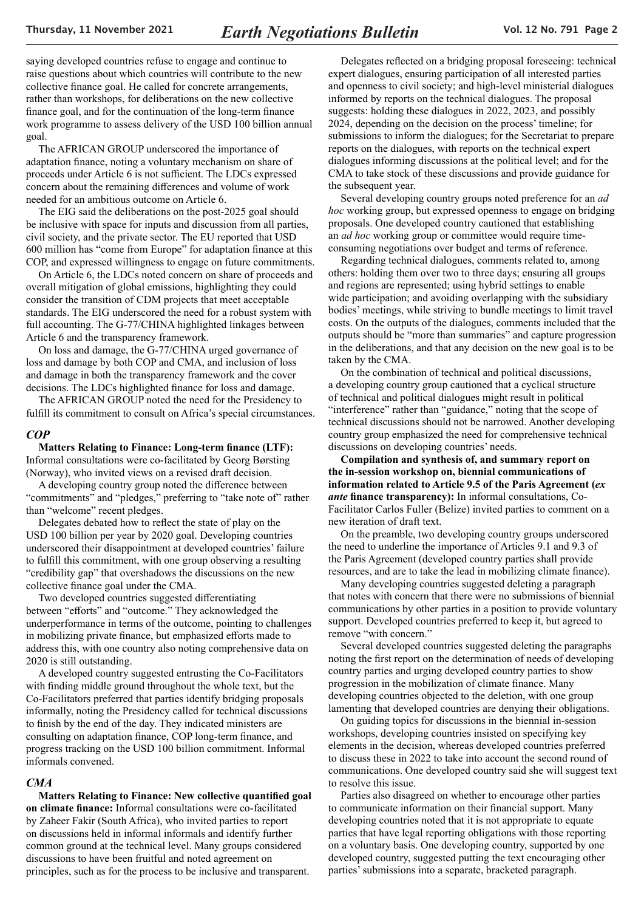saying developed countries refuse to engage and continue to raise questions about which countries will contribute to the new collective finance goal. He called for concrete arrangements, rather than workshops, for deliberations on the new collective finance goal, and for the continuation of the long-term finance work programme to assess delivery of the USD 100 billion annual goal.

The AFRICAN GROUP underscored the importance of adaptation finance, noting a voluntary mechanism on share of proceeds under Article 6 is not sufficient. The LDCs expressed concern about the remaining differences and volume of work needed for an ambitious outcome on Article 6.

The EIG said the deliberations on the post-2025 goal should be inclusive with space for inputs and discussion from all parties, civil society, and the private sector. The EU reported that USD 600 million has "come from Europe" for adaptation finance at this COP, and expressed willingness to engage on future commitments.

On Article 6, the LDCs noted concern on share of proceeds and overall mitigation of global emissions, highlighting they could consider the transition of CDM projects that meet acceptable standards. The EIG underscored the need for a robust system with full accounting. The G-77/CHINA highlighted linkages between Article 6 and the transparency framework.

On loss and damage, the G-77/CHINA urged governance of loss and damage by both COP and CMA, and inclusion of loss and damage in both the transparency framework and the cover decisions. The LDCs highlighted finance for loss and damage.

The AFRICAN GROUP noted the need for the Presidency to fulfill its commitment to consult on Africa's special circumstances.

### *COP*

**Matters Relating to Finance: Long-term finance (LTF):** Informal consultations were co-facilitated by Georg Børsting (Norway), who invited views on a revised draft decision.

A developing country group noted the difference between "commitments" and "pledges," preferring to "take note of" rather than "welcome" recent pledges.

Delegates debated how to reflect the state of play on the USD 100 billion per year by 2020 goal. Developing countries underscored their disappointment at developed countries' failure to fulfill this commitment, with one group observing a resulting "credibility gap" that overshadows the discussions on the new collective finance goal under the CMA.

Two developed countries suggested differentiating between "efforts" and "outcome." They acknowledged the underperformance in terms of the outcome, pointing to challenges in mobilizing private finance, but emphasized efforts made to address this, with one country also noting comprehensive data on 2020 is still outstanding.

A developed country suggested entrusting the Co-Facilitators with finding middle ground throughout the whole text, but the Co-Facilitators preferred that parties identify bridging proposals informally, noting the Presidency called for technical discussions to finish by the end of the day. They indicated ministers are consulting on adaptation finance, COP long-term finance, and progress tracking on the USD 100 billion commitment. Informal informals convened.

### *CMA*

**Matters Relating to Finance: New collective quantified goal on climate finance:** Informal consultations were co-facilitated by Zaheer Fakir (South Africa), who invited parties to report on discussions held in informal informals and identify further common ground at the technical level. Many groups considered discussions to have been fruitful and noted agreement on principles, such as for the process to be inclusive and transparent.

Delegates reflected on a bridging proposal foreseeing: technical expert dialogues, ensuring participation of all interested parties and openness to civil society; and high-level ministerial dialogues informed by reports on the technical dialogues. The proposal suggests: holding these dialogues in 2022, 2023, and possibly 2024, depending on the decision on the process' timeline; for submissions to inform the dialogues; for the Secretariat to prepare reports on the dialogues, with reports on the technical expert dialogues informing discussions at the political level; and for the CMA to take stock of these discussions and provide guidance for the subsequent year.

Several developing country groups noted preference for an *ad hoc* working group, but expressed openness to engage on bridging proposals. One developed country cautioned that establishing an *ad hoc* working group or committee would require time-consuming negotiations over budget and terms of reference.

Regarding technical dialogues, comments related to, among others: holding them over two to three days; ensuring all groups and regions are represented; using hybrid settings to enable wide participation; and avoiding overlapping with the subsidiary bodies' meetings, while striving to bundle meetings to limit travel costs. On the outputs of the dialogues, comments included that the outputs should be "more than summaries" and capture progression in the deliberations, and that any decision on the new goal is to be taken by the CMA.

On the combination of technical and political discussions, a developing country group cautioned that a cyclical structure of technical and political dialogues might result in political "interference" rather than "guidance," noting that the scope of technical discussions should not be narrowed. Another developing country group emphasized the need for comprehensive technical discussions on developing countries' needs.

**Compilation and synthesis of, and summary report on the in-session workshop on, biennial communications of information related to Article 9.5 of the Paris Agreement (*ex ante* finance transparency):** In informal consultations, Co-Facilitator Carlos Fuller (Belize) invited parties to comment on a new iteration of draft text.

On the preamble, two developing country groups underscored the need to underline the importance of Articles 9.1 and 9.3 of the Paris Agreement (developed country parties shall provide resources, and are to take the lead in mobilizing climate finance).

Many developing countries suggested deleting a paragraph that notes with concern that there were no submissions of biennial communications by other parties in a position to provide voluntary support. Developed countries preferred to keep it, but agreed to remove "with concern."

Several developed countries suggested deleting the paragraphs noting the first report on the determination of needs of developing country parties and urging developed country parties to show progression in the mobilization of climate finance. Many developing countries objected to the deletion, with one group lamenting that developed countries are denying their obligations.

On guiding topics for discussions in the biennial in-session workshops, developing countries insisted on specifying key elements in the decision, whereas developed countries preferred to discuss these in 2022 to take into account the second round of communications. One developed country said she will suggest text to resolve this issue.

Parties also disagreed on whether to encourage other parties to communicate information on their financial support. Many developing countries noted that it is not appropriate to equate parties that have legal reporting obligations with those reporting on a voluntary basis. One developing country, supported by one developed country, suggested putting the text encouraging other parties' submissions into a separate, bracketed paragraph.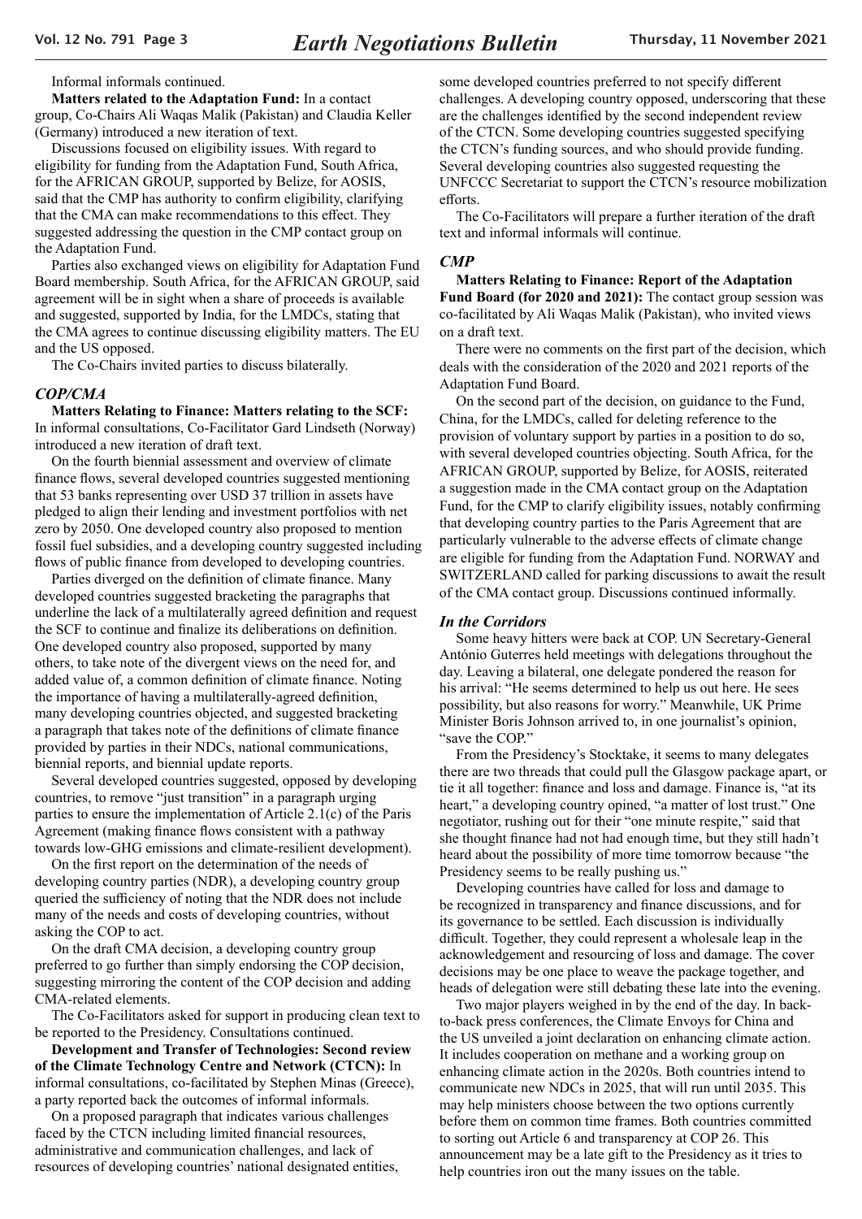Informal informals continued.

**Matters related to the Adaptation Fund:** In a contact group, Co-Chairs Ali Waqas Malik (Pakistan) and Claudia Keller (Germany) introduced a new iteration of text.

Discussions focused on eligibility issues. With regard to eligibility for funding from the Adaptation Fund, South Africa, for the AFRICAN GROUP, supported by Belize, for AOSIS, said that the CMP has authority to confirm eligibility, clarifying that the CMA can make recommendations to this effect. They suggested addressing the question in the CMP contact group on the Adaptation Fund.

Parties also exchanged views on eligibility for Adaptation Fund Board membership. South Africa, for the AFRICAN GROUP, said agreement will be in sight when a share of proceeds is available and suggested, supported by India, for the LMDCs, stating that the CMA agrees to continue discussing eligibility matters. The EU and the US opposed.

The Co-Chairs invited parties to discuss bilaterally.

### *COP/CMA*

**Matters Relating to Finance: Matters relating to the SCF:** In informal consultations, Co-Facilitator Gard Lindseth (Norway) introduced a new iteration of draft text.

On the fourth biennial assessment and overview of climate finance flows, several developed countries suggested mentioning that 53 banks representing over USD 37 trillion in assets have pledged to align their lending and investment portfolios with net zero by 2050. One developed country also proposed to mention fossil fuel subsidies, and a developing country suggested including flows of public finance from developed to developing countries.

Parties diverged on the definition of climate finance. Many developed countries suggested bracketing the paragraphs that underline the lack of a multilaterally agreed definition and request the SCF to continue and finalize its deliberations on definition. One developed country also proposed, supported by many others, to take note of the divergent views on the need for, and added value of, a common definition of climate finance. Noting the importance of having a multilaterally-agreed definition, many developing countries objected, and suggested bracketing a paragraph that takes note of the definitions of climate finance provided by parties in their NDCs, national communications, biennial reports, and biennial update reports.

Several developed countries suggested, opposed by developing countries, to remove "just transition" in a paragraph urging parties to ensure the implementation of Article 2.1(c) of the Paris Agreement (making finance flows consistent with a pathway towards low-GHG emissions and climate-resilient development).

On the first report on the determination of the needs of developing country parties (NDR), a developing country group queried the sufficiency of noting that the NDR does not include many of the needs and costs of developing countries, without asking the COP to act.

On the draft CMA decision, a developing country group preferred to go further than simply endorsing the COP decision, suggesting mirroring the content of the COP decision and adding CMA-related elements.

The Co-Facilitators asked for support in producing clean text to be reported to the Presidency. Consultations continued.

**Development and Transfer of Technologies: Second review of the Climate Technology Centre and Network (CTCN):** In informal consultations, co-facilitated by Stephen Minas (Greece), a party reported back the outcomes of informal informals.

On a proposed paragraph that indicates various challenges faced by the CTCN including limited financial resources, administrative and communication challenges, and lack of resources of developing countries' national designated entities, some developed countries preferred to not specify different challenges. A developing country opposed, underscoring that these are the challenges identified by the second independent review of the CTCN. Some developing countries suggested specifying the CTCN's funding sources, and who should provide funding. Several developing countries also suggested requesting the UNFCCC Secretariat to support the CTCN's resource mobilization efforts.

The Co-Facilitators will prepare a further iteration of the draft text and informal informals will continue.

### *CMP*

**Matters Relating to Finance: Report of the Adaptation Fund Board (for 2020 and 2021):** The contact group session was co-facilitated by Ali Waqas Malik (Pakistan), who invited views on a draft text.

There were no comments on the first part of the decision, which deals with the consideration of the 2020 and 2021 reports of the Adaptation Fund Board.

On the second part of the decision, on guidance to the Fund, China, for the LMDCs, called for deleting reference to the provision of voluntary support by parties in a position to do so, with several developed countries objecting. South Africa, for the AFRICAN GROUP, supported by Belize, for AOSIS, reiterated a suggestion made in the CMA contact group on the Adaptation Fund, for the CMP to clarify eligibility issues, notably confirming that developing country parties to the Paris Agreement that are particularly vulnerable to the adverse effects of climate change are eligible for funding from the Adaptation Fund. NORWAY and SWITZERLAND called for parking discussions to await the result of the CMA contact group. Discussions continued informally.

### *In the Corridors*

Some heavy hitters were back at COP. UN Secretary-General António Guterres held meetings with delegations throughout the day. Leaving a bilateral, one delegate pondered the reason for his arrival: "He seems determined to help us out here. He sees possibility, but also reasons for worry." Meanwhile, UK Prime Minister Boris Johnson arrived to, in one journalist's opinion, "save the COP."

From the Presidency's Stocktake, it seems to many delegates there are two threads that could pull the Glasgow package apart, or tie it all together: finance and loss and damage. Finance is, "at its heart," a developing country opined, "a matter of lost trust." One negotiator, rushing out for their "one minute respite," said that she thought finance had not had enough time, but they still hadn't heard about the possibility of more time tomorrow because "the Presidency seems to be really pushing us."

Developing countries have called for loss and damage to be recognized in transparency and finance discussions, and for its governance to be settled. Each discussion is individually difficult. Together, they could represent a wholesale leap in the acknowledgement and resourcing of loss and damage. The cover decisions may be one place to weave the package together, and heads of delegation were still debating these late into the evening.

Two major players weighed in by the end of the day. In back-to-back press conferences, the Climate Envoys for China and the US unveiled a joint declaration on enhancing climate action. It includes cooperation on methane and a working group on enhancing climate action in the 2020s. Both countries intend to communicate new NDCs in 2025, that will run until 2035. This may help ministers choose between the two options currently before them on common time frames. Both countries committed to sorting out Article 6 and transparency at COP 26. This announcement may be a late gift to the Presidency as it tries to help countries iron out the many issues on the table.